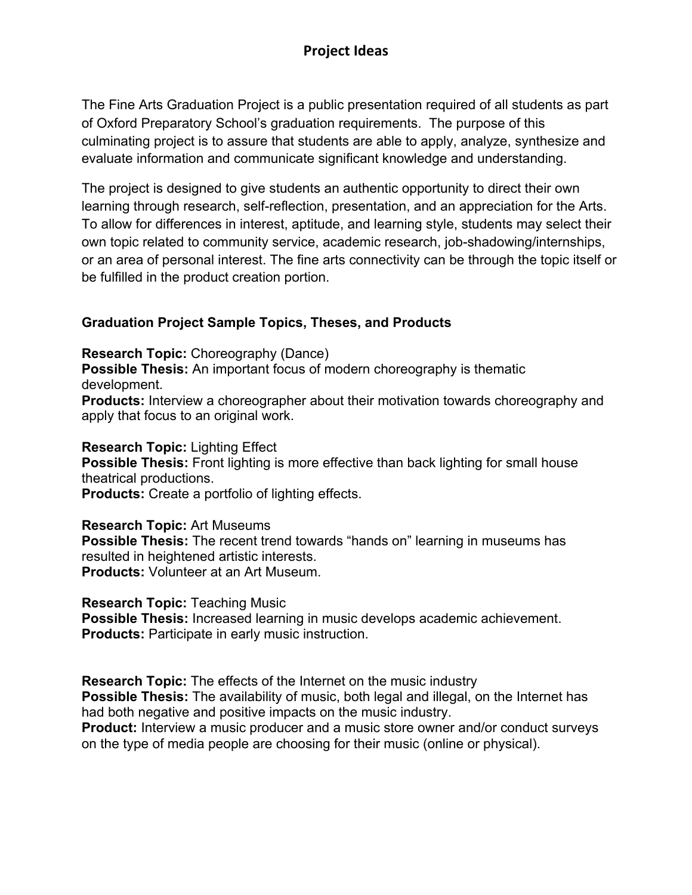# Project Ideas

The Fine Arts Graduation Project is a public presentation required of all students as part of Oxford Preparatory School's graduation requirements. The purpose of this culminating project is to assure that students are able to apply, analyze, synthesize and evaluate information and communicate significant knowledge and understanding.

The project is designed to give students an authentic opportunity to direct their own learning through research, self-reflection, presentation, and an appreciation for the Arts. To allow for differences in interest, aptitude, and learning style, students may select their own topic related to community service, academic research, job-shadowing/internships, or an area of personal interest. The fine arts connectivity can be through the topic itself or be fulfilled in the product creation portion.

### Graduation Project Sample Topics, Theses, and Products

**Research Topic:** Choreography (Dance)
**Possible Thesis:** An important focus of modern choreography is thematic development.
**Products:** Interview a choreographer about their motivation towards choreography and apply that focus to an original work.

**Research Topic:** Lighting Effect
**Possible Thesis:** Front lighting is more effective than back lighting for small house theatrical productions.
**Products:** Create a portfolio of lighting effects.

**Research Topic:** Art Museums
**Possible Thesis:** The recent trend towards "hands on" learning in museums has resulted in heightened artistic interests.
**Products:** Volunteer at an Art Museum.

**Research Topic:** Teaching Music
**Possible Thesis:** Increased learning in music develops academic achievement.
**Products:** Participate in early music instruction.

**Research Topic:** The effects of the Internet on the music industry
**Possible Thesis:** The availability of music, both legal and illegal, on the Internet has had both negative and positive impacts on the music industry.
**Product:** Interview a music producer and a music store owner and/or conduct surveys on the type of media people are choosing for their music (online or physical).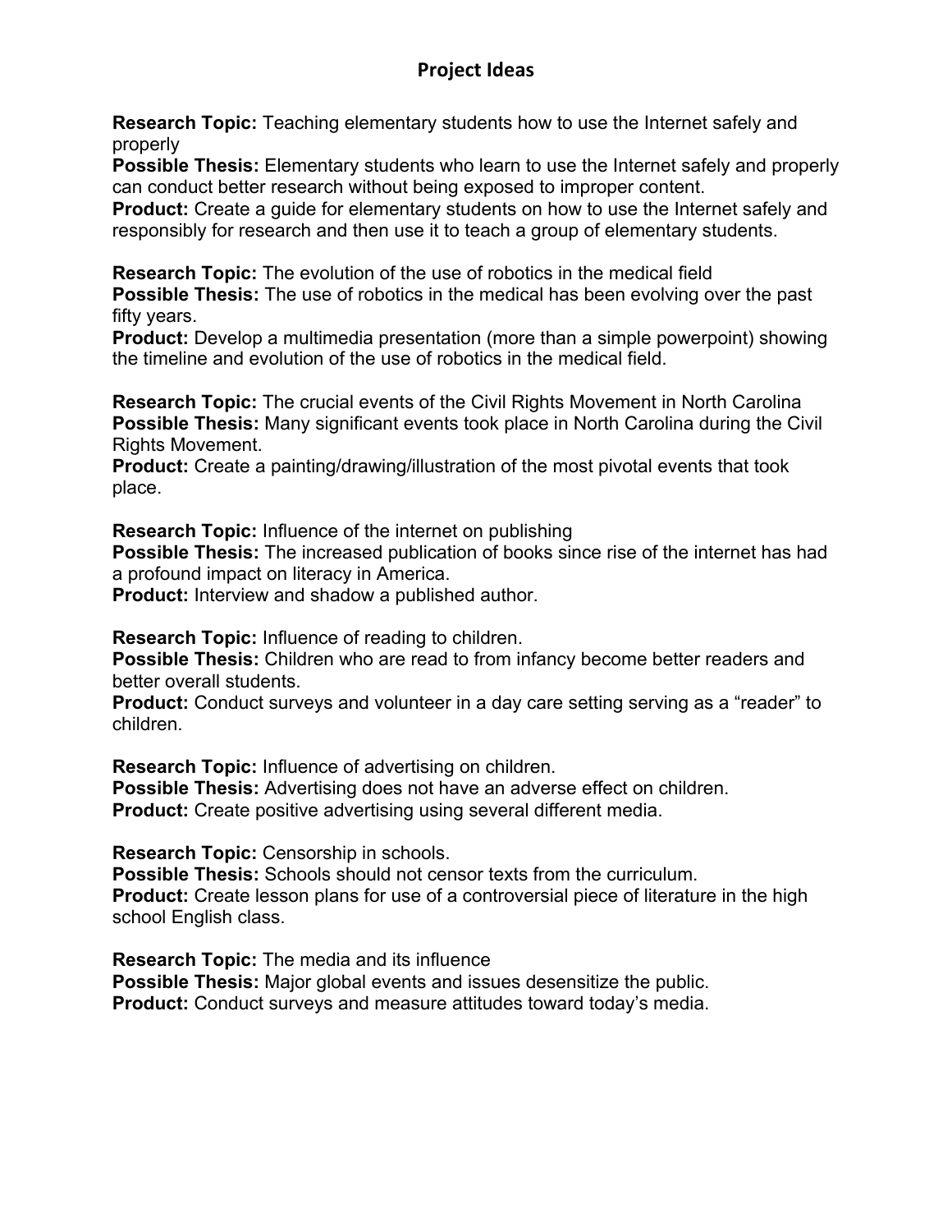# Project Ideas

**Research Topic:** Teaching elementary students how to use the Internet safely and properly
**Possible Thesis:** Elementary students who learn to use the Internet safely and properly can conduct better research without being exposed to improper content.
**Product:** Create a guide for elementary students on how to use the Internet safely and responsibly for research and then use it to teach a group of elementary students.

**Research Topic:** The evolution of the use of robotics in the medical field
**Possible Thesis:** The use of robotics in the medical has been evolving over the past fifty years.
**Product:** Develop a multimedia presentation (more than a simple powerpoint) showing the timeline and evolution of the use of robotics in the medical field.

**Research Topic:** The crucial events of the Civil Rights Movement in North Carolina
**Possible Thesis:** Many significant events took place in North Carolina during the Civil Rights Movement.
**Product:** Create a painting/drawing/illustration of the most pivotal events that took place.

**Research Topic:** Influence of the internet on publishing
**Possible Thesis:** The increased publication of books since rise of the internet has had a profound impact on literacy in America.
**Product:** Interview and shadow a published author.

**Research Topic:** Influence of reading to children.
**Possible Thesis:** Children who are read to from infancy become better readers and better overall students.
**Product:** Conduct surveys and volunteer in a day care setting serving as a "reader" to children.

**Research Topic:** Influence of advertising on children.
**Possible Thesis:** Advertising does not have an adverse effect on children.
**Product:** Create positive advertising using several different media.

**Research Topic:** Censorship in schools.
**Possible Thesis:** Schools should not censor texts from the curriculum.
**Product:** Create lesson plans for use of a controversial piece of literature in the high school English class.

**Research Topic:** The media and its influence
**Possible Thesis:** Major global events and issues desensitize the public.
**Product:** Conduct surveys and measure attitudes toward today's media.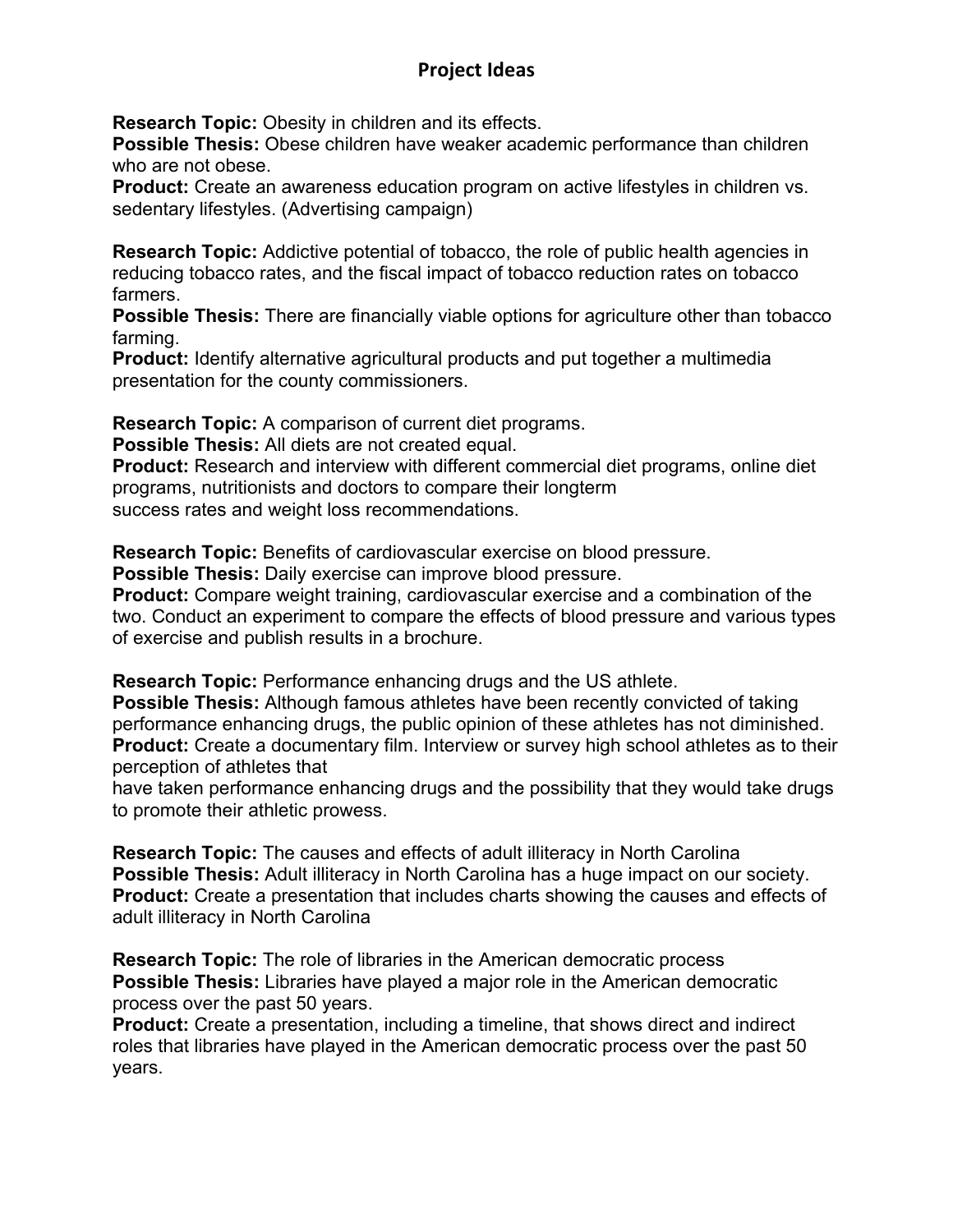# Project Ideas

**Research Topic:** Obesity in children and its effects.
**Possible Thesis:** Obese children have weaker academic performance than children who are not obese.
**Product:** Create an awareness education program on active lifestyles in children vs. sedentary lifestyles. (Advertising campaign)

**Research Topic:** Addictive potential of tobacco, the role of public health agencies in reducing tobacco rates, and the fiscal impact of tobacco reduction rates on tobacco farmers.
**Possible Thesis:** There are financially viable options for agriculture other than tobacco farming.
**Product:** Identify alternative agricultural products and put together a multimedia presentation for the county commissioners.

**Research Topic:** A comparison of current diet programs.
**Possible Thesis:** All diets are not created equal.
**Product:** Research and interview with different commercial diet programs, online diet programs, nutritionists and doctors to compare their longterm success rates and weight loss recommendations.

**Research Topic:** Benefits of cardiovascular exercise on blood pressure.
**Possible Thesis:** Daily exercise can improve blood pressure.
**Product:** Compare weight training, cardiovascular exercise and a combination of the two. Conduct an experiment to compare the effects of blood pressure and various types of exercise and publish results in a brochure.

**Research Topic:** Performance enhancing drugs and the US athlete.
**Possible Thesis:** Although famous athletes have been recently convicted of taking performance enhancing drugs, the public opinion of these athletes has not diminished.
**Product:** Create a documentary film. Interview or survey high school athletes as to their perception of athletes that have taken performance enhancing drugs and the possibility that they would take drugs to promote their athletic prowess.

**Research Topic:** The causes and effects of adult illiteracy in North Carolina
**Possible Thesis:** Adult illiteracy in North Carolina has a huge impact on our society.
**Product:** Create a presentation that includes charts showing the causes and effects of adult illiteracy in North Carolina

**Research Topic:** The role of libraries in the American democratic process
**Possible Thesis:** Libraries have played a major role in the American democratic process over the past 50 years.
**Product:** Create a presentation, including a timeline, that shows direct and indirect roles that libraries have played in the American democratic process over the past 50 years.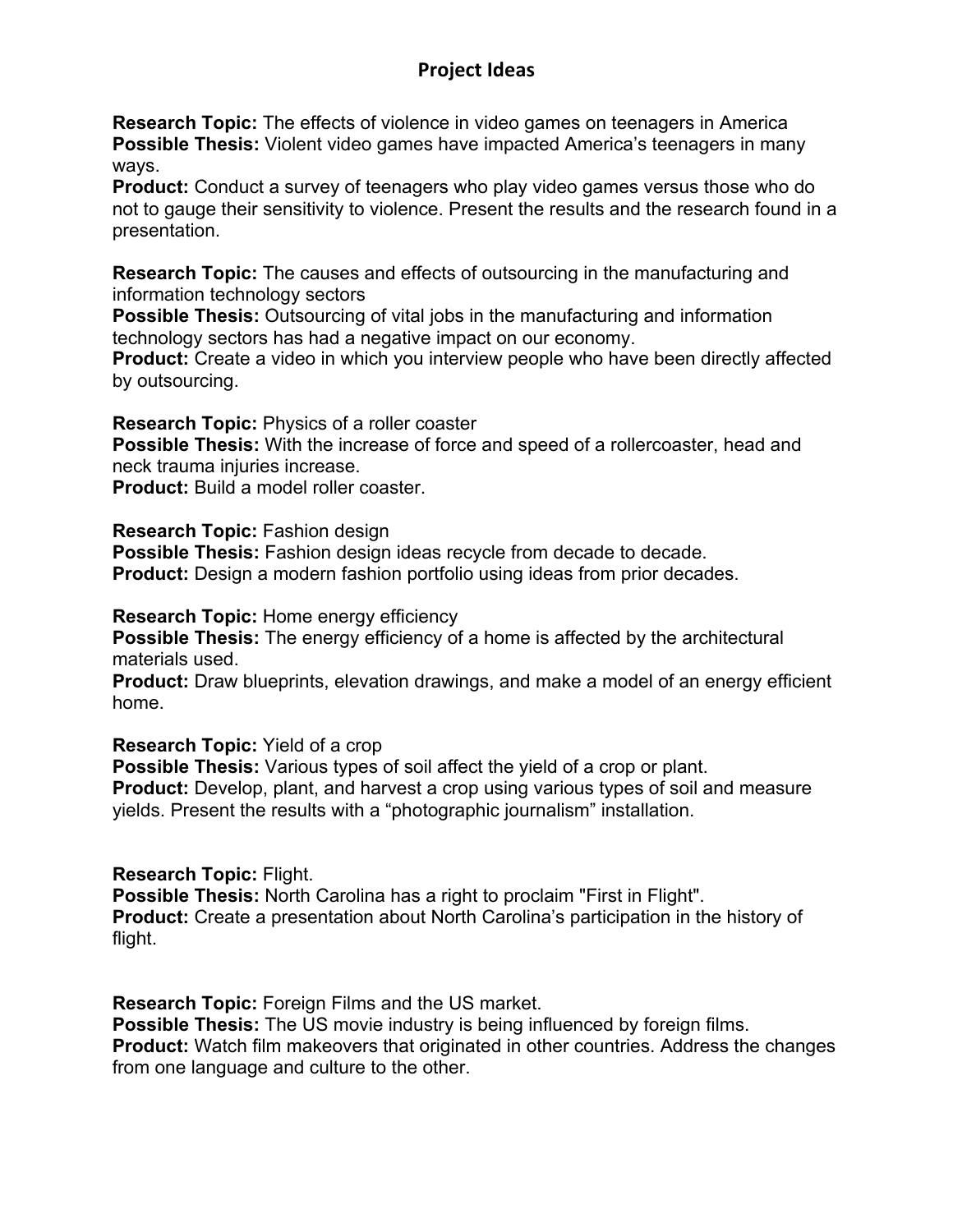# Project Ideas

**Research Topic:** The effects of violence in video games on teenagers in America
**Possible Thesis:** Violent video games have impacted America's teenagers in many ways.
**Product:** Conduct a survey of teenagers who play video games versus those who do not to gauge their sensitivity to violence. Present the results and the research found in a presentation.

**Research Topic:** The causes and effects of outsourcing in the manufacturing and information technology sectors
**Possible Thesis:** Outsourcing of vital jobs in the manufacturing and information technology sectors has had a negative impact on our economy.
**Product:** Create a video in which you interview people who have been directly affected by outsourcing.

**Research Topic:** Physics of a roller coaster
**Possible Thesis:** With the increase of force and speed of a rollercoaster, head and neck trauma injuries increase.
**Product:** Build a model roller coaster.

**Research Topic:** Fashion design
**Possible Thesis:** Fashion design ideas recycle from decade to decade.
**Product:** Design a modern fashion portfolio using ideas from prior decades.

**Research Topic:** Home energy efficiency
**Possible Thesis:** The energy efficiency of a home is affected by the architectural materials used.
**Product:** Draw blueprints, elevation drawings, and make a model of an energy efficient home.

**Research Topic:** Yield of a crop
**Possible Thesis:** Various types of soil affect the yield of a crop or plant.
**Product:** Develop, plant, and harvest a crop using various types of soil and measure yields. Present the results with a "photographic journalism" installation.

**Research Topic:** Flight.
**Possible Thesis:** North Carolina has a right to proclaim "First in Flight".
**Product:** Create a presentation about North Carolina's participation in the history of flight.

**Research Topic:** Foreign Films and the US market.
**Possible Thesis:** The US movie industry is being influenced by foreign films.
**Product:** Watch film makeovers that originated in other countries. Address the changes from one language and culture to the other.